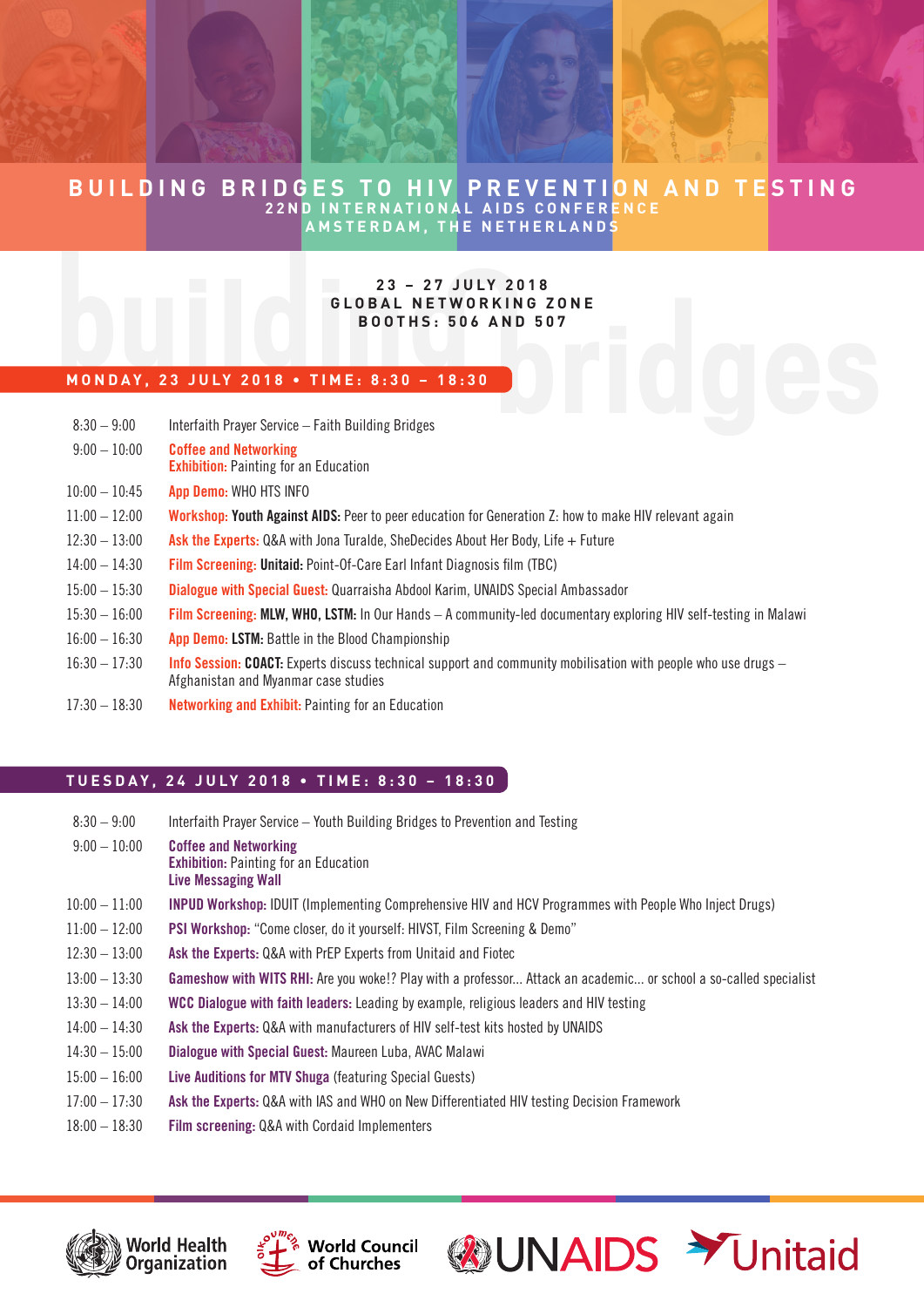# BUILDING BRIDGES TO HIV PREVENTION AND TESTING

**22ND INTERNATIONAL AIDS CONFERENCE**
**AMSTERDAM, THE NETHERLANDS**

**23 – 27 JULY 2018**
**GLOBAL NETWORKING ZONE**
**BOOTHS: 506 AND 507**

## MONDAY, 23 JULY 2018 • TIME: 8:30 – 18:30

| | |
|---|---|
| 8:30 – 9:00 | Interfaith Prayer Service – Faith Building Bridges |
| 9:00 – 10:00 | **Coffee and Networking**<br>**Exhibition:** Painting for an Education |
| 10:00 – 10:45 | **App Demo:** WHO HTS INFO |
| 11:00 – 12:00 | **Workshop: Youth Against AIDS:** Peer to peer education for Generation Z: how to make HIV relevant again |
| 12:30 – 13:00 | **Ask the Experts:** Q&A with Jona Turalde, SheDecides About Her Body, Life + Future |
| 14:00 – 14:30 | **Film Screening: Unitaid:** Point-Of-Care Earl Infant Diagnosis film (TBC) |
| 15:00 – 15:30 | **Dialogue with Special Guest:** Quarraisha Abdool Karim, UNAIDS Special Ambassador |
| 15:30 – 16:00 | **Film Screening: MLW, WHO, LSTM:** In Our Hands – A community-led documentary exploring HIV self-testing in Malawi |
| 16:00 – 16:30 | **App Demo: LSTM:** Battle in the Blood Championship |
| 16:30 – 17:30 | **Info Session: COACT:** Experts discuss technical support and community mobilisation with people who use drugs – Afghanistan and Myanmar case studies |
| 17:30 – 18:30 | **Networking and Exhibit:** Painting for an Education |

## TUESDAY, 24 JULY 2018 • TIME: 8:30 – 18:30

| | |
|---|---|
| 8:30 – 9:00 | Interfaith Prayer Service – Youth Building Bridges to Prevention and Testing |
| 9:00 – 10:00 | **Coffee and Networking**<br>**Exhibition:** Painting for an Education<br>**Live Messaging Wall** |
| 10:00 – 11:00 | **INPUD Workshop:** IDUIT (Implementing Comprehensive HIV and HCV Programmes with People Who Inject Drugs) |
| 11:00 – 12:00 | **PSI Workshop:** "Come closer, do it yourself: HIVST, Film Screening & Demo" |
| 12:30 – 13:00 | **Ask the Experts:** Q&A with PrEP Experts from Unitaid and Fiotec |
| 13:00 – 13:30 | **Gameshow with WITS RHI:** Are you woke!? Play with a professor... Attack an academic... or school a so-called specialist |
| 13:30 – 14:00 | **WCC Dialogue with faith leaders:** Leading by example, religious leaders and HIV testing |
| 14:00 – 14:30 | **Ask the Experts:** Q&A with manufacturers of HIV self-test kits hosted by UNAIDS |
| 14:30 – 15:00 | **Dialogue with Special Guest:** Maureen Luba, AVAC Malawi |
| 15:00 – 16:00 | **Live Auditions for MTV Shuga** (featuring Special Guests) |
| 17:00 – 17:30 | **Ask the Experts:** Q&A with IAS and WHO on New Differentiated HIV testing Decision Framework |
| 18:00 – 18:30 | **Film screening:** Q&A with Cordaid Implementers |

World Health Organization · World Council of Churches · UNAIDS · Unitaid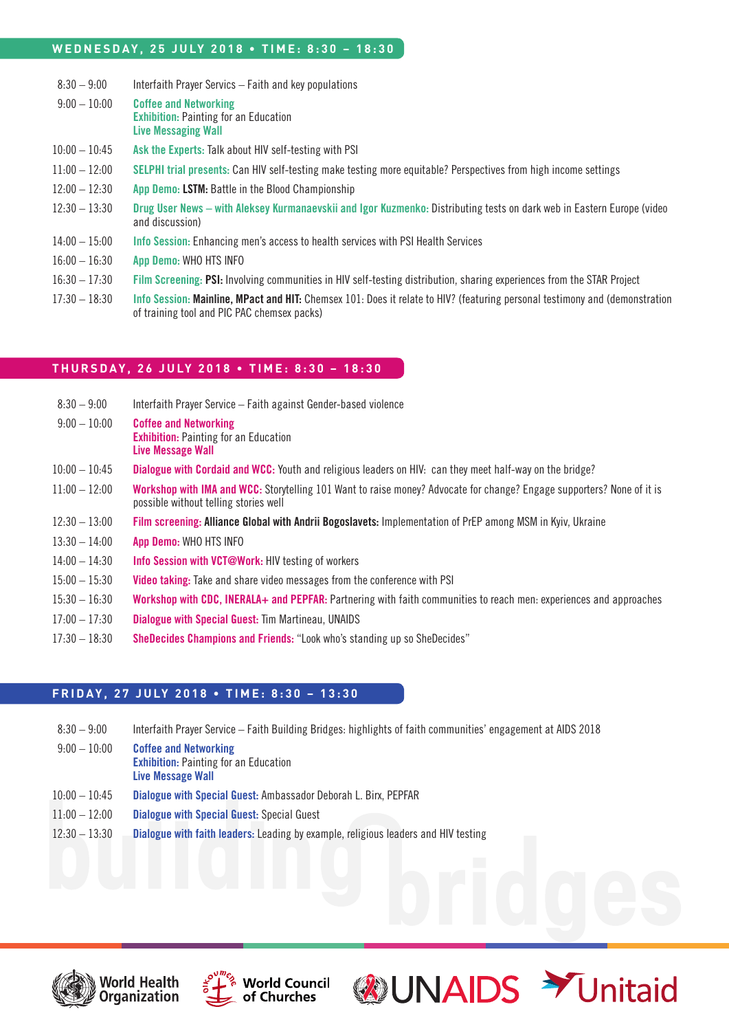## WEDNESDAY, 25 JULY 2018 • TIME: 8:30 – 18:30

| | |
|---|---|
| 8:30 – 9:00 | Interfaith Prayer Servics – Faith and key populations |
| 9:00 – 10:00 | **Coffee and Networking**<br>**Exhibition:** Painting for an Education<br>**Live Messaging Wall** |
| 10:00 – 10:45 | **Ask the Experts:** Talk about HIV self-testing with PSI |
| 11:00 – 12:00 | **SELPHI trial presents:** Can HIV self-testing make testing more equitable? Perspectives from high income settings |
| 12:00 – 12:30 | **App Demo:** **LSTM:** Battle in the Blood Championship |
| 12:30 – 13:30 | **Drug User News – with Aleksey Kurmanaevskii and Igor Kuzmenko:** Distributing tests on dark web in Eastern Europe (video and discussion) |
| 14:00 – 15:00 | **Info Session:** Enhancing men's access to health services with PSI Health Services |
| 16:00 – 16:30 | **App Demo:** WHO HTS INFO |
| 16:30 – 17:30 | **Film Screening:** **PSI:** Involving communities in HIV self-testing distribution, sharing experiences from the STAR Project |
| 17:30 – 18:30 | **Info Session:** **Mainline, MPact and HIT:** Chemsex 101: Does it relate to HIV? (featuring personal testimony and (demonstration of training tool and PIC PAC chemsex packs) |

## THURSDAY, 26 JULY 2018 • TIME: 8:30 – 18:30

| | |
|---|---|
| 8:30 – 9:00 | Interfaith Prayer Service – Faith against Gender-based violence |
| 9:00 – 10:00 | **Coffee and Networking**<br>**Exhibition:** Painting for an Education<br>**Live Message Wall** |
| 10:00 – 10:45 | **Dialogue with Cordaid and WCC:** Youth and religious leaders on HIV: can they meet half-way on the bridge? |
| 11:00 – 12:00 | **Workshop with IMA and WCC:** Storytelling 101 Want to raise money? Advocate for change? Engage supporters? None of it is possible without telling stories well |
| 12:30 – 13:00 | **Film screening:** **Alliance Global with Andrii Bogoslavets:** Implementation of PrEP among MSM in Kyiv, Ukraine |
| 13:30 – 14:00 | **App Demo:** WHO HTS INFO |
| 14:00 – 14:30 | **Info Session with VCT@Work:** HIV testing of workers |
| 15:00 – 15:30 | **Video taking:** Take and share video messages from the conference with PSI |
| 15:30 – 16:30 | **Workshop with CDC, INERALA+ and PEPFAR:** Partnering with faith communities to reach men: experiences and approaches |
| 17:00 – 17:30 | **Dialogue with Special Guest:** Tim Martineau, UNAIDS |
| 17:30 – 18:30 | **SheDecides Champions and Friends:** "Look who's standing up so SheDecides" |

## FRIDAY, 27 JULY 2018 • TIME: 8:30 – 13:30

| | |
|---|---|
| 8:30 – 9:00 | Interfaith Prayer Service – Faith Building Bridges: highlights of faith communities' engagement at AIDS 2018 |
| 9:00 – 10:00 | **Coffee and Networking**<br>**Exhibition:** Painting for an Education<br>**Live Message Wall** |
| 10:00 – 10:45 | **Dialogue with Special Guest:** Ambassador Deborah L. Birx, PEPFAR |
| 11:00 – 12:00 | **Dialogue with Special Guest:** Special Guest |
| 12:30 – 13:30 | **Dialogue with faith leaders:** Leading by example, religious leaders and HIV testing |

building bridges

World Health Organization · World Council of Churches · UNAIDS · Unitaid